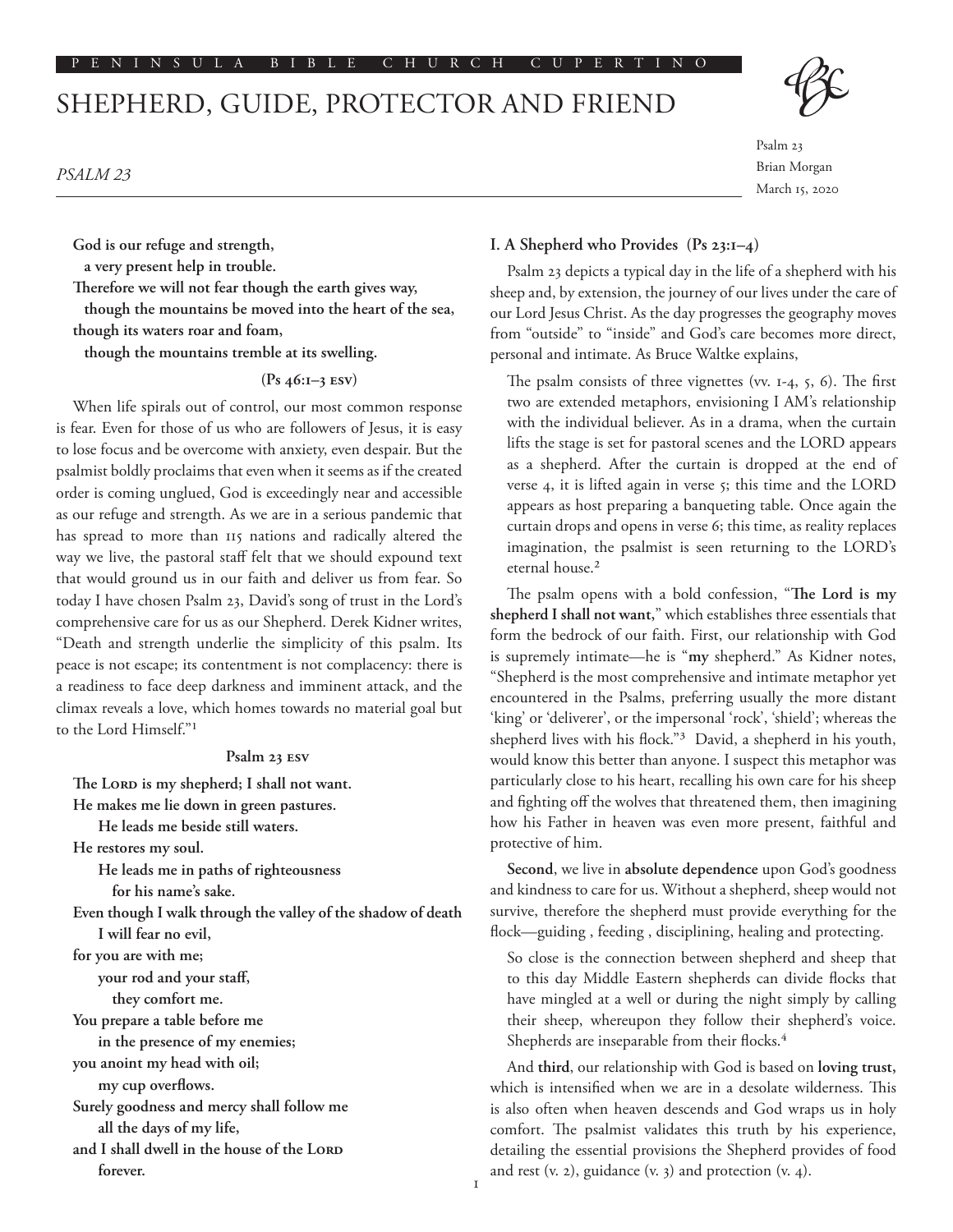PENINSULA BIBLE CHURCH CUPERTINO

# SHEPHERD, GUIDE, PROTECTOR AND FRIEND

*PSALM 23*

Psalm 23
Brian Morgan
March 15, 2020

**God is our refuge and strength,**
**a very present help in trouble.**
**Therefore we will not fear though the earth gives way,**
**though the mountains be moved into the heart of the sea,**
**though its waters roar and foam,**
**though the mountains tremble at its swelling.**

**(Ps 46:1–3 ESV)**

When life spirals out of control, our most common response is fear. Even for those of us who are followers of Jesus, it is easy to lose focus and be overcome with anxiety, even despair. But the psalmist boldly proclaims that even when it seems as if the created order is coming unglued, God is exceedingly near and accessible as our refuge and strength. As we are in a serious pandemic that has spread to more than 115 nations and radically altered the way we live, the pastoral staff felt that we should expound text that would ground us in our faith and deliver us from fear. So today I have chosen Psalm 23, David's song of trust in the Lord's comprehensive care for us as our Shepherd. Derek Kidner writes, "Death and strength underlie the simplicity of this psalm. Its peace is not escape; its contentment is not complacency: there is a readiness to face deep darkness and imminent attack, and the climax reveals a love, which homes towards no material goal but to the Lord Himself."[1]

**Psalm 23 ESV**

**The LORD is my shepherd; I shall not want.**
**He makes me lie down in green pastures.**
**He leads me beside still waters.**
**He restores my soul.**
**He leads me in paths of righteousness**
**for his name's sake.**
**Even though I walk through the valley of the shadow of death**
**I will fear no evil,**
**for you are with me;**
**your rod and your staff,**
**they comfort me.**
**You prepare a table before me**
**in the presence of my enemies;**
**you anoint my head with oil;**
**my cup overflows.**
**Surely goodness and mercy shall follow me**
**all the days of my life,**
**and I shall dwell in the house of the LORD**
**forever.**

### I. A Shepherd who Provides (Ps 23:1–4)

Psalm 23 depicts a typical day in the life of a shepherd with his sheep and, by extension, the journey of our lives under the care of our Lord Jesus Christ. As the day progresses the geography moves from "outside" to "inside" and God's care becomes more direct, personal and intimate. As Bruce Waltke explains,

> The psalm consists of three vignettes (vv. 1-4, 5, 6). The first two are extended metaphors, envisioning I AM's relationship with the individual believer. As in a drama, when the curtain lifts the stage is set for pastoral scenes and the LORD appears as a shepherd. After the curtain is dropped at the end of verse 4, it is lifted again in verse 5; this time and the LORD appears as host preparing a banqueting table. Once again the curtain drops and opens in verse 6; this time, as reality replaces imagination, the psalmist is seen returning to the LORD's eternal house.[2]

The psalm opens with a bold confession, "**The Lord is my shepherd I shall not want,**" which establishes three essentials that form the bedrock of our faith. First, our relationship with God is supremely intimate—he is "**my** shepherd." As Kidner notes, "Shepherd is the most comprehensive and intimate metaphor yet encountered in the Psalms, preferring usually the more distant 'king' or 'deliverer', or the impersonal 'rock', 'shield'; whereas the shepherd lives with his flock."[3] David, a shepherd in his youth, would know this better than anyone. I suspect this metaphor was particularly close to his heart, recalling his own care for his sheep and fighting off the wolves that threatened them, then imagining how his Father in heaven was even more present, faithful and protective of him.

**Second**, we live in **absolute dependence** upon God's goodness and kindness to care for us. Without a shepherd, sheep would not survive, therefore the shepherd must provide everything for the flock—guiding , feeding , disciplining, healing and protecting.

> So close is the connection between shepherd and sheep that to this day Middle Eastern shepherds can divide flocks that have mingled at a well or during the night simply by calling their sheep, whereupon they follow their shepherd's voice. Shepherds are inseparable from their flocks.[4]

And **third**, our relationship with God is based on **loving trust,** which is intensified when we are in a desolate wilderness. This is also often when heaven descends and God wraps us in holy comfort. The psalmist validates this truth by his experience, detailing the essential provisions the Shepherd provides of food and rest (v. 2), guidance (v. 3) and protection (v. 4).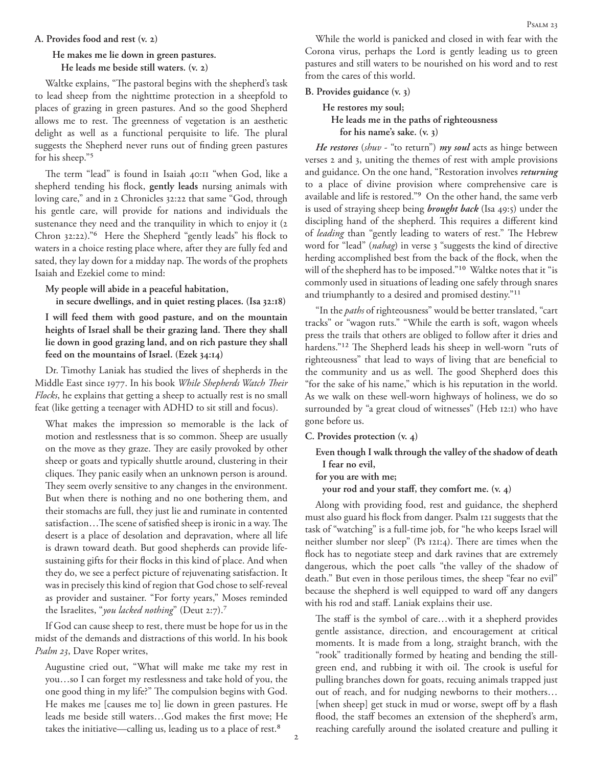**A. Provides food and rest (v. 2)**

> **He makes me lie down in green pastures.**
> **He leads me beside still waters. (v. 2)**

Waltke explains, "The pastoral begins with the shepherd's task to lead sheep from the nighttime protection in a sheepfold to places of grazing in green pastures. And so the good Shepherd allows me to rest. The greenness of vegetation is an aesthetic delight as well as a functional perquisite to life. The plural suggests the Shepherd never runs out of finding green pastures for his sheep."[5]

The term "lead" is found in Isaiah 40:11 "when God, like a shepherd tending his flock, **gently leads** nursing animals with loving care," and in 2 Chronicles 32:22 that same "God, through his gentle care, will provide for nations and individuals the sustenance they need and the tranquility in which to enjoy it (2 Chron 32:22)."[6] Here the Shepherd "gently leads" his flock to waters in a choice resting place where, after they are fully fed and sated, they lay down for a midday nap. The words of the prophets Isaiah and Ezekiel come to mind:

> **My people will abide in a peaceful habitation,**
> **in secure dwellings, and in quiet resting places. (Isa 32:18)**

> **I will feed them with good pasture, and on the mountain heights of Israel shall be their grazing land. There they shall lie down in good grazing land, and on rich pasture they shall feed on the mountains of Israel. (Ezek 34:14)**

Dr. Timothy Laniak has studied the lives of shepherds in the Middle East since 1977. In his book *While Shepherds Watch Their Flocks*, he explains that getting a sheep to actually rest is no small feat (like getting a teenager with ADHD to sit still and focus).

> What makes the impression so memorable is the lack of motion and restlessness that is so common. Sheep are usually on the move as they graze. They are easily provoked by other sheep or goats and typically shuttle around, clustering in their cliques. They panic easily when an unknown person is around. They seem overly sensitive to any changes in the environment. But when there is nothing and no one bothering them, and their stomachs are full, they just lie and ruminate in contented satisfaction…The scene of satisfied sheep is ironic in a way. The desert is a place of desolation and depravation, where all life is drawn toward death. But good shepherds can provide life-sustaining gifts for their flocks in this kind of place. And when they do, we see a perfect picture of rejuvenating satisfaction. It was in precisely this kind of region that God chose to self-reveal as provider and sustainer. "For forty years," Moses reminded the Israelites, "*you lacked nothing*" (Deut 2:7).[7]

If God can cause sheep to rest, there must be hope for us in the midst of the demands and distractions of this world. In his book *Psalm 23*, Dave Roper writes,

> Augustine cried out, "What will make me take my rest in you…so I can forget my restlessness and take hold of you, the one good thing in my life?" The compulsion begins with God. He makes me [causes me to] lie down in green pastures. He leads me beside still waters…God makes the first move; He takes the initiative—calling us, leading us to a place of rest.[8]

While the world is panicked and closed in with fear with the Corona virus, perhaps the Lord is gently leading us to green pastures and still waters to be nourished on his word and to rest from the cares of this world.

**B. Provides guidance (v. 3)**

> **He restores my soul;**
> **He leads me in the paths of righteousness**
> **for his name's sake. (v. 3)**

***He restores*** (*shuv* - "to return") ***my soul*** acts as hinge between verses 2 and 3, uniting the themes of rest with ample provisions and guidance. On the one hand, "Restoration involves ***returning*** to a place of divine provision where comprehensive care is available and life is restored."[9] On the other hand, the same verb is used of straying sheep being ***brought back*** (Isa 49:5) under the discipling hand of the shepherd. This requires a different kind of *leading* than "gently leading to waters of rest." The Hebrew word for "lead" (*nahag*) in verse 3 "suggests the kind of directive herding accomplished best from the back of the flock, when the will of the shepherd has to be imposed."[10] Waltke notes that it "is commonly used in situations of leading one safely through snares and triumphantly to a desired and promised destiny."[11]

"In the *paths* of righteousness" would be better translated, "cart tracks" or "wagon ruts." "While the earth is soft, wagon wheels press the trails that others are obliged to follow after it dries and hardens."[12] The Shepherd leads his sheep in well-worn "ruts of righteousness" that lead to ways of living that are beneficial to the community and us as well. The good Shepherd does this "for the sake of his name," which is his reputation in the world. As we walk on these well-worn highways of holiness, we do so surrounded by "a great cloud of witnesses" (Heb 12:1) who have gone before us.

**C. Provides protection (v. 4)**

> **Even though I walk through the valley of the shadow of death**
> **I fear no evil,**
> **for you are with me;**
> **your rod and your staff, they comfort me. (v. 4)**

Along with providing food, rest and guidance, the shepherd must also guard his flock from danger. Psalm 121 suggests that the task of "watching" is a full-time job, for "he who keeps Israel will neither slumber nor sleep" (Ps 121:4). There are times when the flock has to negotiate steep and dark ravines that are extremely dangerous, which the poet calls "the valley of the shadow of death." But even in those perilous times, the sheep "fear no evil" because the shepherd is well equipped to ward off any dangers with his rod and staff. Laniak explains their use.

> The staff is the symbol of care…with it a shepherd provides gentle assistance, direction, and encouragement at critical moments. It is made from a long, straight branch, with the "rook" traditionally formed by heating and bending the still-green end, and rubbing it with oil. The crook is useful for pulling branches down for goats, recuing animals trapped just out of reach, and for nudging newborns to their mothers…[when sheep] get stuck in mud or worse, swept off by a flash flood, the staff becomes an extension of the shepherd's arm, reaching carefully around the isolated creature and pulling it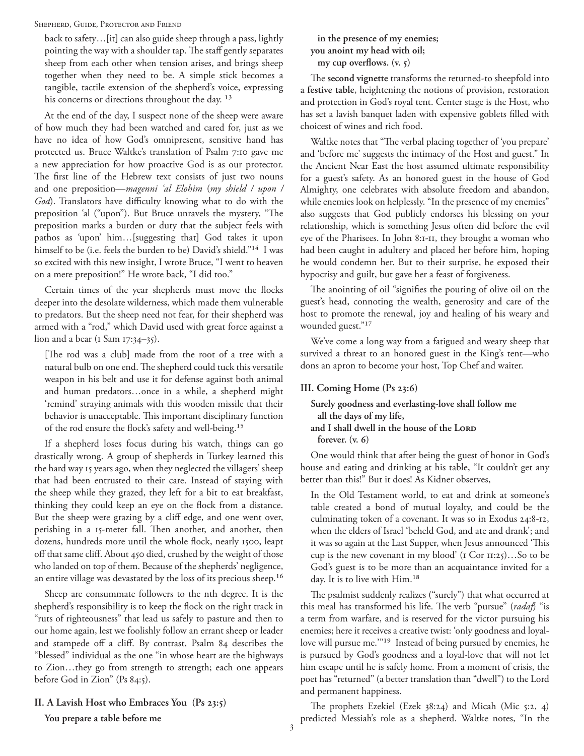back to safety…[it] can also guide sheep through a pass, lightly pointing the way with a shoulder tap. The staff gently separates sheep from each other when tension arises, and brings sheep together when they need to be. A simple stick becomes a tangible, tactile extension of the shepherd's voice, expressing his concerns or directions throughout the day. [13]

At the end of the day, I suspect none of the sheep were aware of how much they had been watched and cared for, just as we have no idea of how God's omnipresent, sensitive hand has protected us. Bruce Waltke's translation of Psalm 7:10 gave me a new appreciation for how proactive God is as our protector. The first line of the Hebrew text consists of just two nouns and one preposition—*magenni 'al Elohim* (*my shield / upon / God*). Translators have difficulty knowing what to do with the preposition 'al ("upon"). But Bruce unravels the mystery, "The preposition marks a burden or duty that the subject feels with pathos as 'upon' him…[suggesting that] God takes it upon himself to be (i.e. feels the burden to be) David's shield."[14] I was so excited with this new insight, I wrote Bruce, "I went to heaven on a mere preposition!" He wrote back, "I did too."

Certain times of the year shepherds must move the flocks deeper into the desolate wilderness, which made them vulnerable to predators. But the sheep need not fear, for their shepherd was armed with a "rod," which David used with great force against a lion and a bear (1 Sam 17:34–35).

> [The rod was a club] made from the root of a tree with a natural bulb on one end. The shepherd could tuck this versatile weapon in his belt and use it for defense against both animal and human predators…once in a while, a shepherd might 'remind' straying animals with this wooden missile that their behavior is unacceptable. This important disciplinary function of the rod ensure the flock's safety and well-being.[15]

If a shepherd loses focus during his watch, things can go drastically wrong. A group of shepherds in Turkey learned this the hard way 15 years ago, when they neglected the villagers' sheep that had been entrusted to their care. Instead of staying with the sheep while they grazed, they left for a bit to eat breakfast, thinking they could keep an eye on the flock from a distance. But the sheep were grazing by a cliff edge, and one went over, perishing in a 15-meter fall. Then another, and another, then dozens, hundreds more until the whole flock, nearly 1500, leapt off that same cliff. About 450 died, crushed by the weight of those who landed on top of them. Because of the shepherds' negligence, an entire village was devastated by the loss of its precious sheep.[16]

Sheep are consummate followers to the nth degree. It is the shepherd's responsibility is to keep the flock on the right track in "ruts of righteousness" that lead us safely to pasture and then to our home again, lest we foolishly follow an errant sheep or leader and stampede off a cliff. By contrast, Psalm 84 describes the "blessed" individual as the one "in whose heart are the highways to Zion…they go from strength to strength; each one appears before God in Zion" (Ps 84:5).

### II. A Lavish Host who Embraces You (Ps 23:5)

**You prepare a table before me**
&nbsp;&nbsp;**in the presence of my enemies;**
**you anoint my head with oil;**
&nbsp;&nbsp;**my cup overflows. (v. 5)**

The **second vignette** transforms the returned-to sheepfold into a **festive table**, heightening the notions of provision, restoration and protection in God's royal tent. Center stage is the Host, who has set a lavish banquet laden with expensive goblets filled with choicest of wines and rich food.

Waltke notes that "The verbal placing together of 'you prepare' and 'before me' suggests the intimacy of the Host and guest." In the Ancient Near East the host assumed ultimate responsibility for a guest's safety. As an honored guest in the house of God Almighty, one celebrates with absolute freedom and abandon, while enemies look on helplessly. "In the presence of my enemies" also suggests that God publicly endorses his blessing on your relationship, which is something Jesus often did before the evil eye of the Pharisees. In John 8:1-11, they brought a woman who had been caught in adultery and placed her before him, hoping he would condemn her. But to their surprise, he exposed their hypocrisy and guilt, but gave her a feast of forgiveness.

The anointing of oil "signifies the pouring of olive oil on the guest's head, connoting the wealth, generosity and care of the host to promote the renewal, joy and healing of his weary and wounded guest."[17]

We've come a long way from a fatigued and weary sheep that survived a threat to an honored guest in the King's tent—who dons an apron to become your host, Top Chef and waiter.

### III. Coming Home (Ps 23:6)

**Surely goodness and everlasting-love shall follow me**
&nbsp;&nbsp;**all the days of my life,**
**and I shall dwell in the house of the LORD**
&nbsp;&nbsp;**forever. (v. 6)**

One would think that after being the guest of honor in God's house and eating and drinking at his table, "It couldn't get any better than this!" But it does! As Kidner observes,

> In the Old Testament world, to eat and drink at someone's table created a bond of mutual loyalty, and could be the culminating token of a covenant. It was so in Exodus 24:8-12, when the elders of Israel 'beheld God, and ate and drank'; and it was so again at the Last Supper, when Jesus announced 'This cup is the new covenant in my blood' (1 Cor 11:25)…So to be God's guest is to be more than an acquaintance invited for a day. It is to live with Him.[18]

The psalmist suddenly realizes ("surely") that what occurred at this meal has transformed his life. The verb "pursue" (*radaf*) "is a term from warfare, and is reserved for the victor pursuing his enemies; here it receives a creative twist: 'only goodness and loyal-love will pursue me.'"[19] Instead of being pursued by enemies, he is pursued by God's goodness and a loyal-love that will not let him escape until he is safely home. From a moment of crisis, the poet has "returned" (a better translation than "dwell") to the Lord and permanent happiness.

The prophets Ezekiel (Ezek 38:24) and Micah (Mic 5:2, 4) predicted Messiah's role as a shepherd. Waltke notes, "In the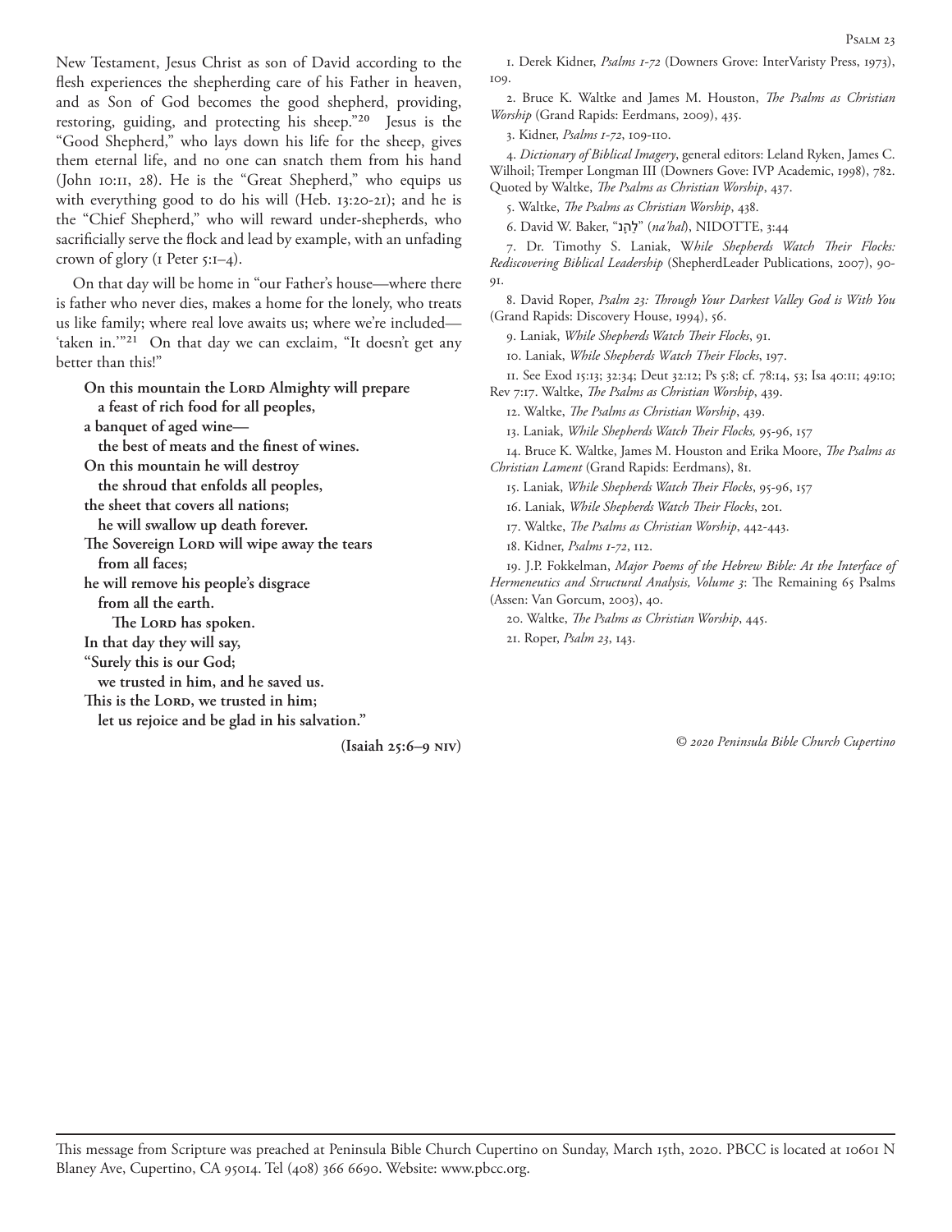New Testament, Jesus Christ as son of David according to the flesh experiences the shepherding care of his Father in heaven, and as Son of God becomes the good shepherd, providing, restoring, guiding, and protecting his sheep."[20] Jesus is the "Good Shepherd," who lays down his life for the sheep, gives them eternal life, and no one can snatch them from his hand (John 10:11, 28). He is the "Great Shepherd," who equips us with everything good to do his will (Heb. 13:20-21); and he is the "Chief Shepherd," who will reward under-shepherds, who sacrificially serve the flock and lead by example, with an unfading crown of glory (1 Peter 5:1–4).

On that day will be home in "our Father's house—where there is father who never dies, makes a home for the lonely, who treats us like family; where real love awaits us; where we're included—'taken in.'"[21] On that day we can exclaim, "It doesn't get any better than this!"

**On this mountain the Lord Almighty will prepare**
**a feast of rich food for all peoples,**
**a banquet of aged wine—**
**the best of meats and the finest of wines.**
**On this mountain he will destroy**
**the shroud that enfolds all peoples,**
**the sheet that covers all nations;**
**he will swallow up death forever.**
**The Sovereign Lord will wipe away the tears**
**from all faces;**
**he will remove his people's disgrace**
**from all the earth.**
**The Lord has spoken.**
**In that day they will say,**
**"Surely this is our God;**
**we trusted in him, and he saved us.**
**This is the Lord, we trusted in him;**
**let us rejoice and be glad in his salvation."**

**(Isaiah 25:6–9 NIV)**

1. Derek Kidner, *Psalms 1-72* (Downers Grove: InterVaristy Press, 1973), 109.

2. Bruce K. Waltke and James M. Houston, *The Psalms as Christian Worship* (Grand Rapids: Eerdmans, 2009), 435.

3. Kidner, *Psalms 1-72*, 109-110.

4. *Dictionary of Biblical Imagery*, general editors: Leland Ryken, James C. Wilhoil; Tremper Longman III (Downers Gove: IVP Academic, 1998), 782. Quoted by Waltke, *The Psalms as Christian Worship*, 437.

5. Waltke, *The Psalms as Christian Worship*, 438.

6. David W. Baker, "לָהַנ" (*na'hal*), NIDOTTE, 3:44

7. Dr. Timothy S. Laniak, W*hile Shepherds Watch Their Flocks: Rediscovering Biblical Leadership* (ShepherdLeader Publications, 2007), 90-91.

8. David Roper, *Psalm 23: Through Your Darkest Valley God is With You* (Grand Rapids: Discovery House, 1994), 56.

9. Laniak, *While Shepherds Watch Their Flocks*, 91.

10. Laniak, *While Shepherds Watch Their Flocks*, 197.

11. See Exod 15:13; 32:34; Deut 32:12; Ps 5:8; cf. 78:14, 53; Isa 40:11; 49:10; Rev 7:17. Waltke, *The Psalms as Christian Worship*, 439.

12. Waltke, *The Psalms as Christian Worship*, 439.

13. Laniak, *While Shepherds Watch Their Flocks,* 95-96, 157

14. Bruce K. Waltke, James M. Houston and Erika Moore, *The Psalms as Christian Lament* (Grand Rapids: Eerdmans), 81.

15. Laniak, *While Shepherds Watch Their Flocks*, 95-96, 157

16. Laniak, *While Shepherds Watch Their Flocks*, 201.

17. Waltke, *The Psalms as Christian Worship*, 442-443.

18. Kidner, *Psalms 1-72*, 112.

19. J.P. Fokkelman, *Major Poems of the Hebrew Bible: At the Interface of Hermeneutics and Structural Analysis, Volume 3*: The Remaining 65 Psalms (Assen: Van Gorcum, 2003), 40.

20. Waltke, *The Psalms as Christian Worship*, 445.

21. Roper, *Psalm 23*, 143.

*© 2020 Peninsula Bible Church Cupertino*

This message from Scripture was preached at Peninsula Bible Church Cupertino on Sunday, March 15th, 2020. PBCC is located at 10601 N Blaney Ave, Cupertino, CA 95014. Tel (408) 366 6690. Website: www.pbcc.org.